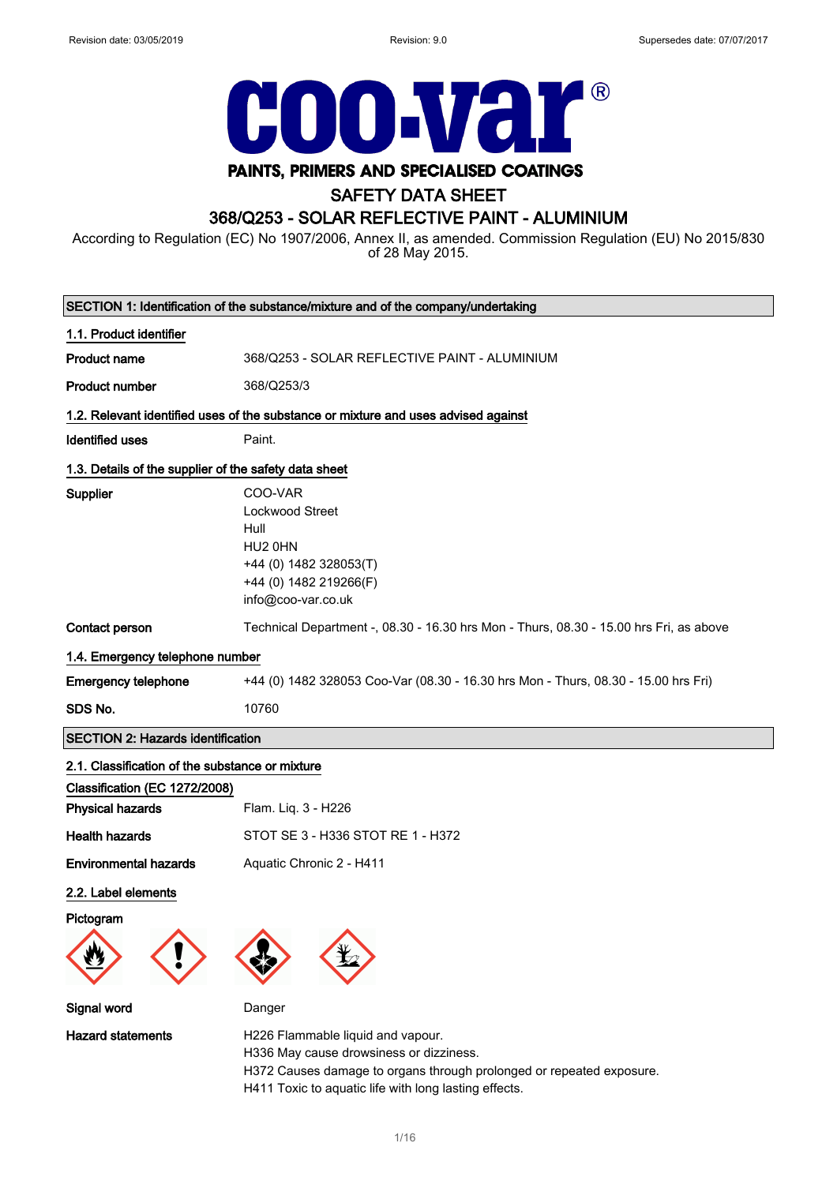Revision date: 03/05/2019 Revision: 9.0 Supersedes date: 07/07/2017

# COO-VAR®

**PAINTS, PRIMERS AND SPECIALISED COATINGS**

## SAFETY DATA SHEET

## 368/Q253 - SOLAR REFLECTIVE PAINT - ALUMINIUM

According to Regulation (EC) No 1907/2006, Annex II, as amended. Commission Regulation (EU) No 2015/830 of 28 May 2015.

### SECTION 1: Identification of the substance/mixture and of the company/undertaking

**1.1. Product identifier**

| | |
|---|---|
| **Product name** | 368/Q253 - SOLAR REFLECTIVE PAINT - ALUMINIUM |
| **Product number** | 368/Q253/3 |

**1.2. Relevant identified uses of the substance or mixture and uses advised against**

| | |
|---|---|
| **Identified uses** | Paint. |

**1.3. Details of the supplier of the safety data sheet**

| | |
|---|---|
| **Supplier** | COO-VAR<br>Lockwood Street<br>Hull<br>HU2 0HN<br>+44 (0) 1482 328053(T)<br>+44 (0) 1482 219266(F)<br>info@coo-var.co.uk |
| **Contact person** | Technical Department -, 08.30 - 16.30 hrs Mon - Thurs, 08.30 - 15.00 hrs Fri, as above |

**1.4. Emergency telephone number**

| | |
|---|---|
| **Emergency telephone** | +44 (0) 1482 328053 Coo-Var (08.30 - 16.30 hrs Mon - Thurs, 08.30 - 15.00 hrs Fri) |
| **SDS No.** | 10760 |

### SECTION 2: Hazards identification

**2.1. Classification of the substance or mixture**

**Classification (EC 1272/2008)**

| | |
|---|---|
| **Physical hazards** | Flam. Liq. 3 - H226 |
| **Health hazards** | STOT SE 3 - H336 STOT RE 1 - H372 |
| **Environmental hazards** | Aquatic Chronic 2 - H411 |

**2.2. Label elements**

**Pictogram**

| | |
|---|---|
| **Signal word** | Danger |
| **Hazard statements** | H226 Flammable liquid and vapour.<br>H336 May cause drowsiness or dizziness.<br>H372 Causes damage to organs through prolonged or repeated exposure.<br>H411 Toxic to aquatic life with long lasting effects. |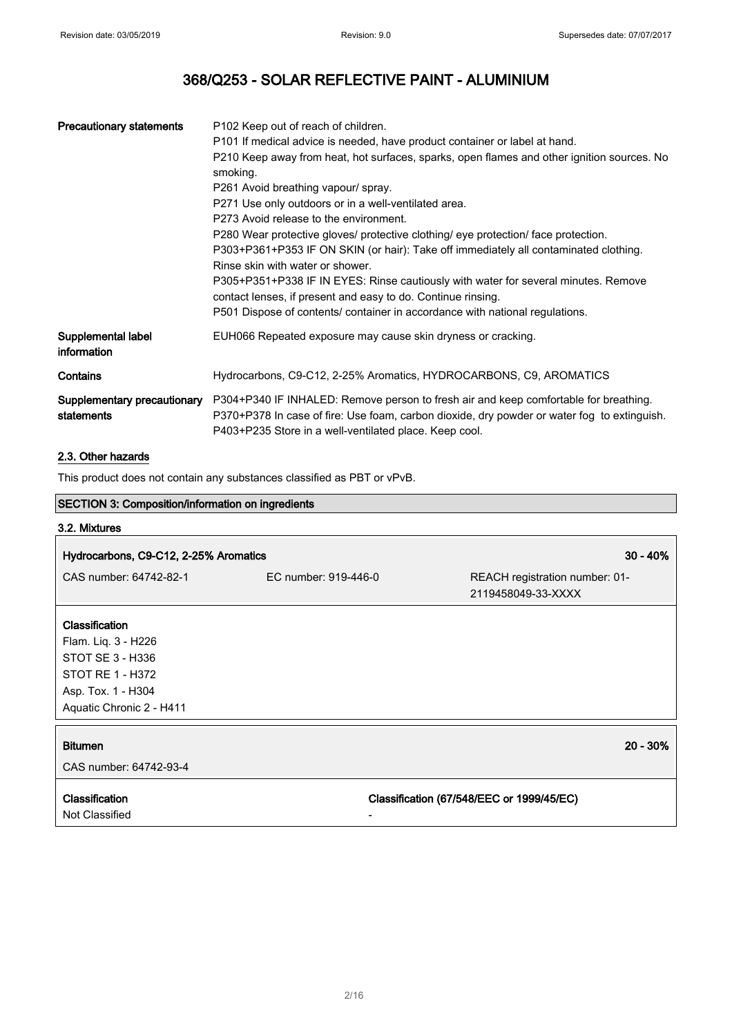| | |
|---|---|
| **Precautionary statements** | P102 Keep out of reach of children.<br>P101 If medical advice is needed, have product container or label at hand.<br>P210 Keep away from heat, hot surfaces, sparks, open flames and other ignition sources. No smoking.<br>P261 Avoid breathing vapour/ spray.<br>P271 Use only outdoors or in a well-ventilated area.<br>P273 Avoid release to the environment.<br>P280 Wear protective gloves/ protective clothing/ eye protection/ face protection.<br>P303+P361+P353 IF ON SKIN (or hair): Take off immediately all contaminated clothing. Rinse skin with water or shower.<br>P305+P351+P338 IF IN EYES: Rinse cautiously with water for several minutes. Remove contact lenses, if present and easy to do. Continue rinsing.<br>P501 Dispose of contents/ container in accordance with national regulations. |
| **Supplemental label information** | EUH066 Repeated exposure may cause skin dryness or cracking. |
| **Contains** | Hydrocarbons, C9-C12, 2-25% Aromatics, HYDROCARBONS, C9, AROMATICS |
| **Supplementary precautionary statements** | P304+P340 IF INHALED: Remove person to fresh air and keep comfortable for breathing.<br>P370+P378 In case of fire: Use foam, carbon dioxide, dry powder or water fog to extinguish.<br>P403+P235 Store in a well-ventilated place. Keep cool. |

### 2.3. Other hazards

This product does not contain any substances classified as PBT or vPvB.

## SECTION 3: Composition/information on ingredients

### 3.2. Mixtures

| **Hydrocarbons, C9-C12, 2-25% Aromatics** | | **30 - 40%** |
|---|---|---|
| CAS number: 64742-82-1 | EC number: 919-446-0 | REACH registration number: 01-2119458049-33-XXXX |

**Classification**
Flam. Liq. 3 - H226
STOT SE 3 - H336
STOT RE 1 - H372
Asp. Tox. 1 - H304
Aquatic Chronic 2 - H411

| **Bitumen** | **20 - 30%** |
|---|---|
| CAS number: 64742-93-4 | |

| **Classification** | **Classification (67/548/EEC or 1999/45/EC)** |
|---|---|
| Not Classified | - |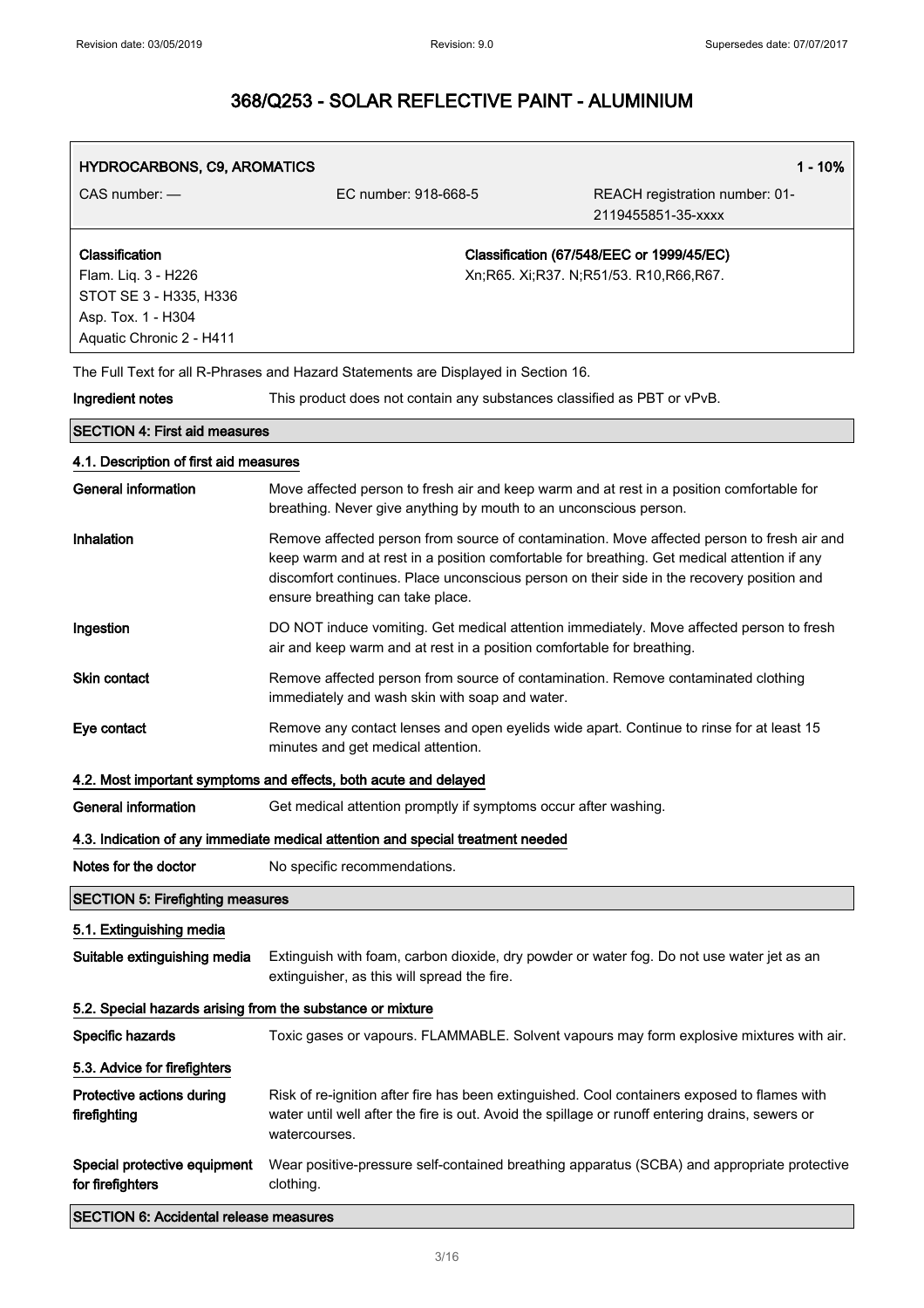# 368/Q253 - SOLAR REFLECTIVE PAINT - ALUMINIUM

| **HYDROCARBONS, C9, AROMATICS** | | **1 - 10%** |
|---|---|---|
| CAS number: — | EC number: 918-668-5 | REACH registration number: 01-2119455851-35-xxxx |
| **Classification**<br>Flam. Liq. 3 - H226<br>STOT SE 3 - H335, H336<br>Asp. Tox. 1 - H304<br>Aquatic Chronic 2 - H411 | | **Classification (67/548/EEC or 1999/45/EC)**<br>Xn;R65. Xi;R37. N;R51/53. R10,R66,R67. |

The Full Text for all R-Phrases and Hazard Statements are Displayed in Section 16.

**Ingredient notes** This product does not contain any substances classified as PBT or vPvB.

## SECTION 4: First aid measures

### 4.1. Description of first aid measures

**General information** Move affected person to fresh air and keep warm and at rest in a position comfortable for breathing. Never give anything by mouth to an unconscious person.

**Inhalation** Remove affected person from source of contamination. Move affected person to fresh air and keep warm and at rest in a position comfortable for breathing. Get medical attention if any discomfort continues. Place unconscious person on their side in the recovery position and ensure breathing can take place.

**Ingestion** DO NOT induce vomiting. Get medical attention immediately. Move affected person to fresh air and keep warm and at rest in a position comfortable for breathing.

**Skin contact** Remove affected person from source of contamination. Remove contaminated clothing immediately and wash skin with soap and water.

**Eye contact** Remove any contact lenses and open eyelids wide apart. Continue to rinse for at least 15 minutes and get medical attention.

### 4.2. Most important symptoms and effects, both acute and delayed

**General information** Get medical attention promptly if symptoms occur after washing.

### 4.3. Indication of any immediate medical attention and special treatment needed

**Notes for the doctor** No specific recommendations.

## SECTION 5: Firefighting measures

### 5.1. Extinguishing media

**Suitable extinguishing media** Extinguish with foam, carbon dioxide, dry powder or water fog. Do not use water jet as an extinguisher, as this will spread the fire.

### 5.2. Special hazards arising from the substance or mixture

**Specific hazards** Toxic gases or vapours. FLAMMABLE. Solvent vapours may form explosive mixtures with air.

### 5.3. Advice for firefighters

**Protective actions during firefighting** Risk of re-ignition after fire has been extinguished. Cool containers exposed to flames with water until well after the fire is out. Avoid the spillage or runoff entering drains, sewers or watercourses.

**Special protective equipment for firefighters** Wear positive-pressure self-contained breathing apparatus (SCBA) and appropriate protective clothing.

## SECTION 6: Accidental release measures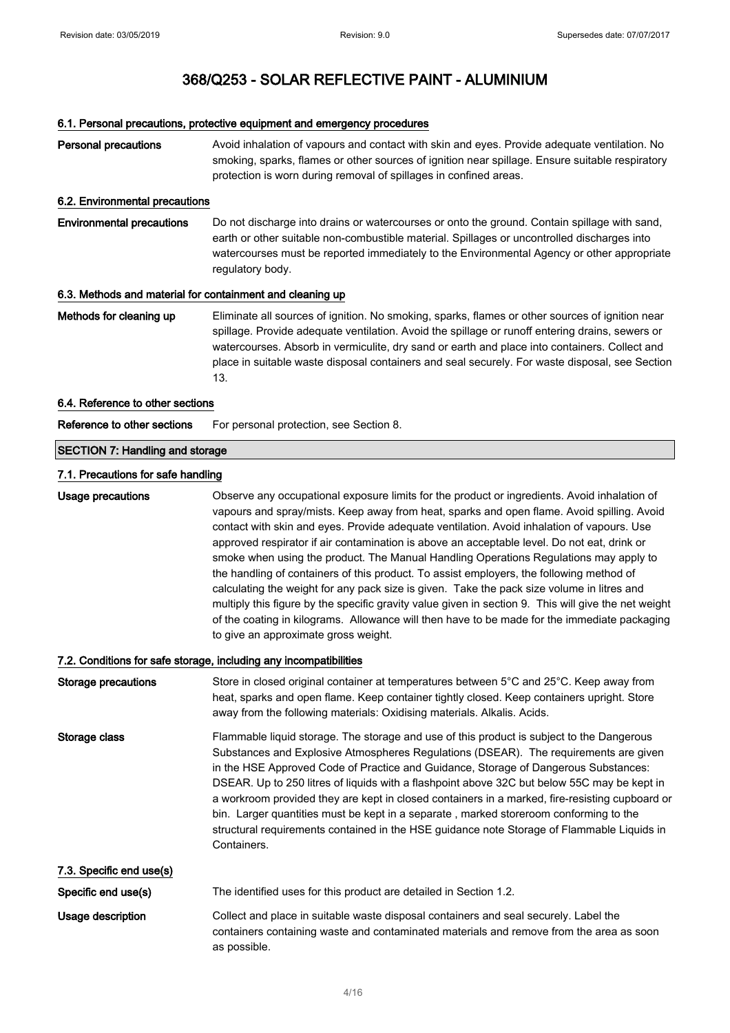# 368/Q253 - SOLAR REFLECTIVE PAINT - ALUMINIUM

### 6.1. Personal precautions, protective equipment and emergency procedures

| | |
|---|---|
| **Personal precautions** | Avoid inhalation of vapours and contact with skin and eyes. Provide adequate ventilation. No smoking, sparks, flames or other sources of ignition near spillage. Ensure suitable respiratory protection is worn during removal of spillages in confined areas. |

### 6.2. Environmental precautions

| | |
|---|---|
| **Environmental precautions** | Do not discharge into drains or watercourses or onto the ground. Contain spillage with sand, earth or other suitable non-combustible material. Spillages or uncontrolled discharges into watercourses must be reported immediately to the Environmental Agency or other appropriate regulatory body. |

### 6.3. Methods and material for containment and cleaning up

| | |
|---|---|
| **Methods for cleaning up** | Eliminate all sources of ignition. No smoking, sparks, flames or other sources of ignition near spillage. Provide adequate ventilation. Avoid the spillage or runoff entering drains, sewers or watercourses. Absorb in vermiculite, dry sand or earth and place into containers. Collect and place in suitable waste disposal containers and seal securely. For waste disposal, see Section 13. |

### 6.4. Reference to other sections

| | |
|---|---|
| **Reference to other sections** | For personal protection, see Section 8. |

## SECTION 7: Handling and storage

### 7.1. Precautions for safe handling

| | |
|---|---|
| **Usage precautions** | Observe any occupational exposure limits for the product or ingredients. Avoid inhalation of vapours and spray/mists. Keep away from heat, sparks and open flame. Avoid spilling. Avoid contact with skin and eyes. Provide adequate ventilation. Avoid inhalation of vapours. Use approved respirator if air contamination is above an acceptable level. Do not eat, drink or smoke when using the product. The Manual Handling Operations Regulations may apply to the handling of containers of this product. To assist employers, the following method of calculating the weight for any pack size is given. Take the pack size volume in litres and multiply this figure by the specific gravity value given in section 9. This will give the net weight of the coating in kilograms. Allowance will then have to be made for the immediate packaging to give an approximate gross weight. |

### 7.2. Conditions for safe storage, including any incompatibilities

| | |
|---|---|
| **Storage precautions** | Store in closed original container at temperatures between 5°C and 25°C. Keep away from heat, sparks and open flame. Keep container tightly closed. Keep containers upright. Store away from the following materials: Oxidising materials. Alkalis. Acids. |
| **Storage class** | Flammable liquid storage. The storage and use of this product is subject to the Dangerous Substances and Explosive Atmospheres Regulations (DSEAR). The requirements are given in the HSE Approved Code of Practice and Guidance, Storage of Dangerous Substances: DSEAR. Up to 250 litres of liquids with a flashpoint above 32C but below 55C may be kept in a workroom provided they are kept in closed containers in a marked, fire-resisting cupboard or bin. Larger quantities must be kept in a separate , marked storeroom conforming to the structural requirements contained in the HSE guidance note Storage of Flammable Liquids in Containers. |

### 7.3. Specific end use(s)

| | |
|---|---|
| **Specific end use(s)** | The identified uses for this product are detailed in Section 1.2. |
| **Usage description** | Collect and place in suitable waste disposal containers and seal securely. Label the containers containing waste and contaminated materials and remove from the area as soon as possible. |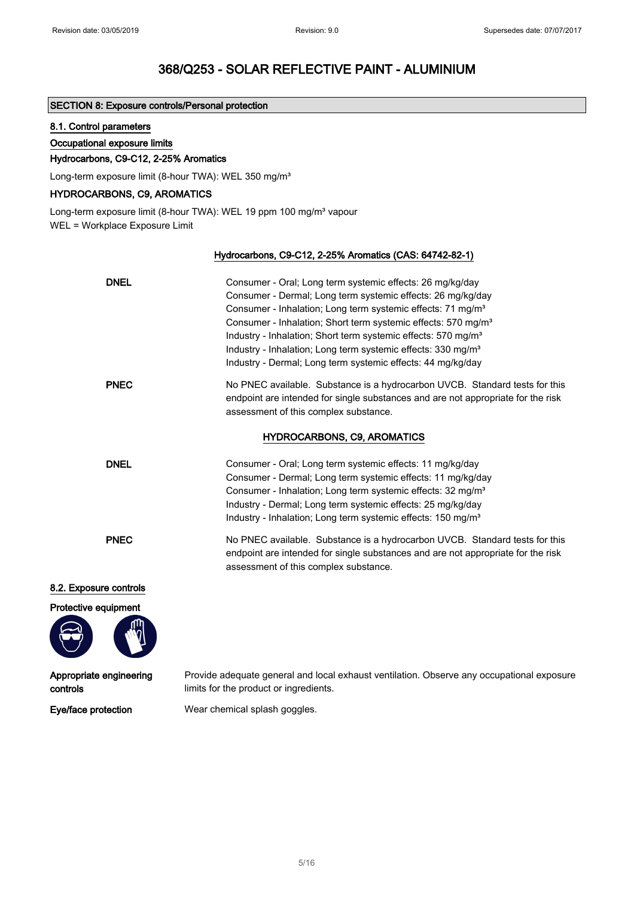# 368/Q253 - SOLAR REFLECTIVE PAINT - ALUMINIUM

## SECTION 8: Exposure controls/Personal protection

### 8.1. Control parameters

**Occupational exposure limits**

**Hydrocarbons, C9-C12, 2-25% Aromatics**

Long-term exposure limit (8-hour TWA): WEL 350 mg/m³

**HYDROCARBONS, C9, AROMATICS**

Long-term exposure limit (8-hour TWA): WEL 19 ppm 100 mg/m³ vapour

WEL = Workplace Exposure Limit

**Hydrocarbons, C9-C12, 2-25% Aromatics (CAS: 64742-82-1)**

| | |
|---|---|
| **DNEL** | Consumer - Oral; Long term systemic effects: 26 mg/kg/day<br>Consumer - Dermal; Long term systemic effects: 26 mg/kg/day<br>Consumer - Inhalation; Long term systemic effects: 71 mg/m³<br>Consumer - Inhalation; Short term systemic effects: 570 mg/m³<br>Industry - Inhalation; Short term systemic effects: 570 mg/m³<br>Industry - Inhalation; Long term systemic effects: 330 mg/m³<br>Industry - Dermal; Long term systemic effects: 44 mg/kg/day |
| **PNEC** | No PNEC available. Substance is a hydrocarbon UVCB. Standard tests for this endpoint are intended for single substances and are not appropriate for the risk assessment of this complex substance. |

**HYDROCARBONS, C9, AROMATICS**

| | |
|---|---|
| **DNEL** | Consumer - Oral; Long term systemic effects: 11 mg/kg/day<br>Consumer - Dermal; Long term systemic effects: 11 mg/kg/day<br>Consumer - Inhalation; Long term systemic effects: 32 mg/m³<br>Industry - Dermal; Long term systemic effects: 25 mg/kg/day<br>Industry - Inhalation; Long term systemic effects: 150 mg/m³ |
| **PNEC** | No PNEC available. Substance is a hydrocarbon UVCB. Standard tests for this endpoint are intended for single substances and are not appropriate for the risk assessment of this complex substance. |

### 8.2. Exposure controls

**Protective equipment**

**Appropriate engineering controls** Provide adequate general and local exhaust ventilation. Observe any occupational exposure limits for the product or ingredients.

**Eye/face protection** Wear chemical splash goggles.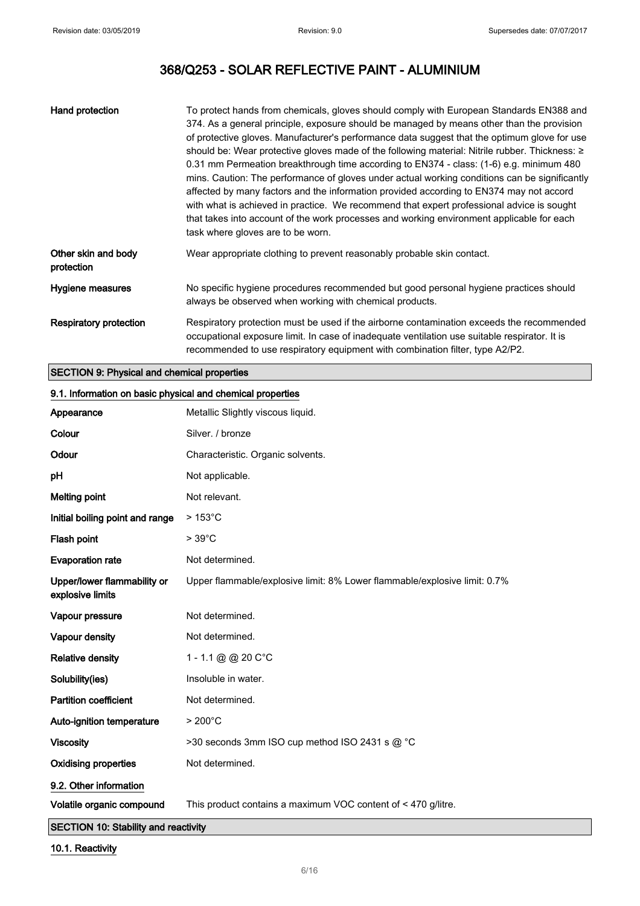# 368/Q253 - SOLAR REFLECTIVE PAINT - ALUMINIUM

| | |
|---|---|
| **Hand protection** | To protect hands from chemicals, gloves should comply with European Standards EN388 and 374. As a general principle, exposure should be managed by means other than the provision of protective gloves. Manufacturer's performance data suggest that the optimum glove for use should be: Wear protective gloves made of the following material: Nitrile rubber. Thickness: ≥ 0.31 mm Permeation breakthrough time according to EN374 - class: (1-6) e.g. minimum 480 mins. Caution: The performance of gloves under actual working conditions can be significantly affected by many factors and the information provided according to EN374 may not accord with what is achieved in practice. We recommend that expert professional advice is sought that takes into account of the work processes and working environment applicable for each task where gloves are to be worn. |
| **Other skin and body protection** | Wear appropriate clothing to prevent reasonably probable skin contact. |
| **Hygiene measures** | No specific hygiene procedures recommended but good personal hygiene practices should always be observed when working with chemical products. |
| **Respiratory protection** | Respiratory protection must be used if the airborne contamination exceeds the recommended occupational exposure limit. In case of inadequate ventilation use suitable respirator. It is recommended to use respiratory equipment with combination filter, type A2/P2. |

## SECTION 9: Physical and chemical properties

### 9.1. Information on basic physical and chemical properties

| | |
|---|---|
| **Appearance** | Metallic Slightly viscous liquid. |
| **Colour** | Silver. / bronze |
| **Odour** | Characteristic. Organic solvents. |
| **pH** | Not applicable. |
| **Melting point** | Not relevant. |
| **Initial boiling point and range** | > 153°C |
| **Flash point** | > 39°C |
| **Evaporation rate** | Not determined. |
| **Upper/lower flammability or explosive limits** | Upper flammable/explosive limit: 8% Lower flammable/explosive limit: 0.7% |
| **Vapour pressure** | Not determined. |
| **Vapour density** | Not determined. |
| **Relative density** | 1 - 1.1 @ @ 20 C°C |
| **Solubility(ies)** | Insoluble in water. |
| **Partition coefficient** | Not determined. |
| **Auto-ignition temperature** | > 200°C |
| **Viscosity** | >30 seconds 3mm ISO cup method ISO 2431 s @ °C |
| **Oxidising properties** | Not determined. |

### 9.2. Other information

| | |
|---|---|
| **Volatile organic compound** | This product contains a maximum VOC content of < 470 g/litre. |

## SECTION 10: Stability and reactivity

### 10.1. Reactivity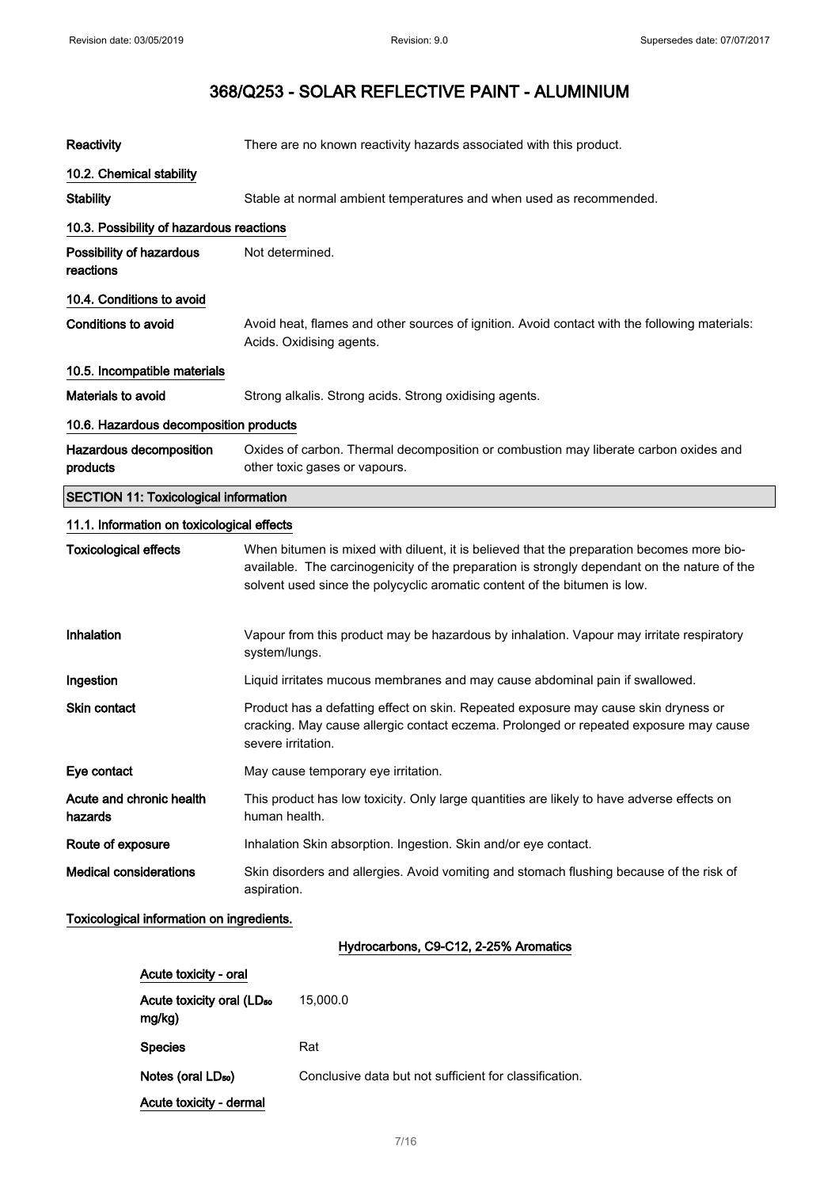# 368/Q253 - SOLAR REFLECTIVE PAINT - ALUMINIUM

| | |
|---|---|
| **Reactivity** | There are no known reactivity hazards associated with this product. |

### 10.2. Chemical stability

| | |
|---|---|
| **Stability** | Stable at normal ambient temperatures and when used as recommended. |

### 10.3. Possibility of hazardous reactions

| | |
|---|---|
| **Possibility of hazardous reactions** | Not determined. |

### 10.4. Conditions to avoid

| | |
|---|---|
| **Conditions to avoid** | Avoid heat, flames and other sources of ignition. Avoid contact with the following materials: Acids. Oxidising agents. |

### 10.5. Incompatible materials

| | |
|---|---|
| **Materials to avoid** | Strong alkalis. Strong acids. Strong oxidising agents. |

### 10.6. Hazardous decomposition products

| | |
|---|---|
| **Hazardous decomposition products** | Oxides of carbon. Thermal decomposition or combustion may liberate carbon oxides and other toxic gases or vapours. |

## SECTION 11: Toxicological information

### 11.1. Information on toxicological effects

| | |
|---|---|
| **Toxicological effects** | When bitumen is mixed with diluent, it is believed that the preparation becomes more bio-available. The carcinogenicity of the preparation is strongly dependant on the nature of the solvent used since the polycyclic aromatic content of the bitumen is low. |
| **Inhalation** | Vapour from this product may be hazardous by inhalation. Vapour may irritate respiratory system/lungs. |
| **Ingestion** | Liquid irritates mucous membranes and may cause abdominal pain if swallowed. |
| **Skin contact** | Product has a defatting effect on skin. Repeated exposure may cause skin dryness or cracking. May cause allergic contact eczema. Prolonged or repeated exposure may cause severe irritation. |
| **Eye contact** | May cause temporary eye irritation. |
| **Acute and chronic health hazards** | This product has low toxicity. Only large quantities are likely to have adverse effects on human health. |
| **Route of exposure** | Inhalation Skin absorption. Ingestion. Skin and/or eye contact. |
| **Medical considerations** | Skin disorders and allergies. Avoid vomiting and stomach flushing because of the risk of aspiration. |

**Toxicological information on ingredients.**

**Hydrocarbons, C9-C12, 2-25% Aromatics**

**Acute toxicity - oral**

| | |
|---|---|
| **Acute toxicity oral ($LD_{50}$ mg/kg)** | 15,000.0 |
| **Species** | Rat |
| **Notes (oral $LD_{50}$)** | Conclusive data but not sufficient for classification. |

**Acute toxicity - dermal**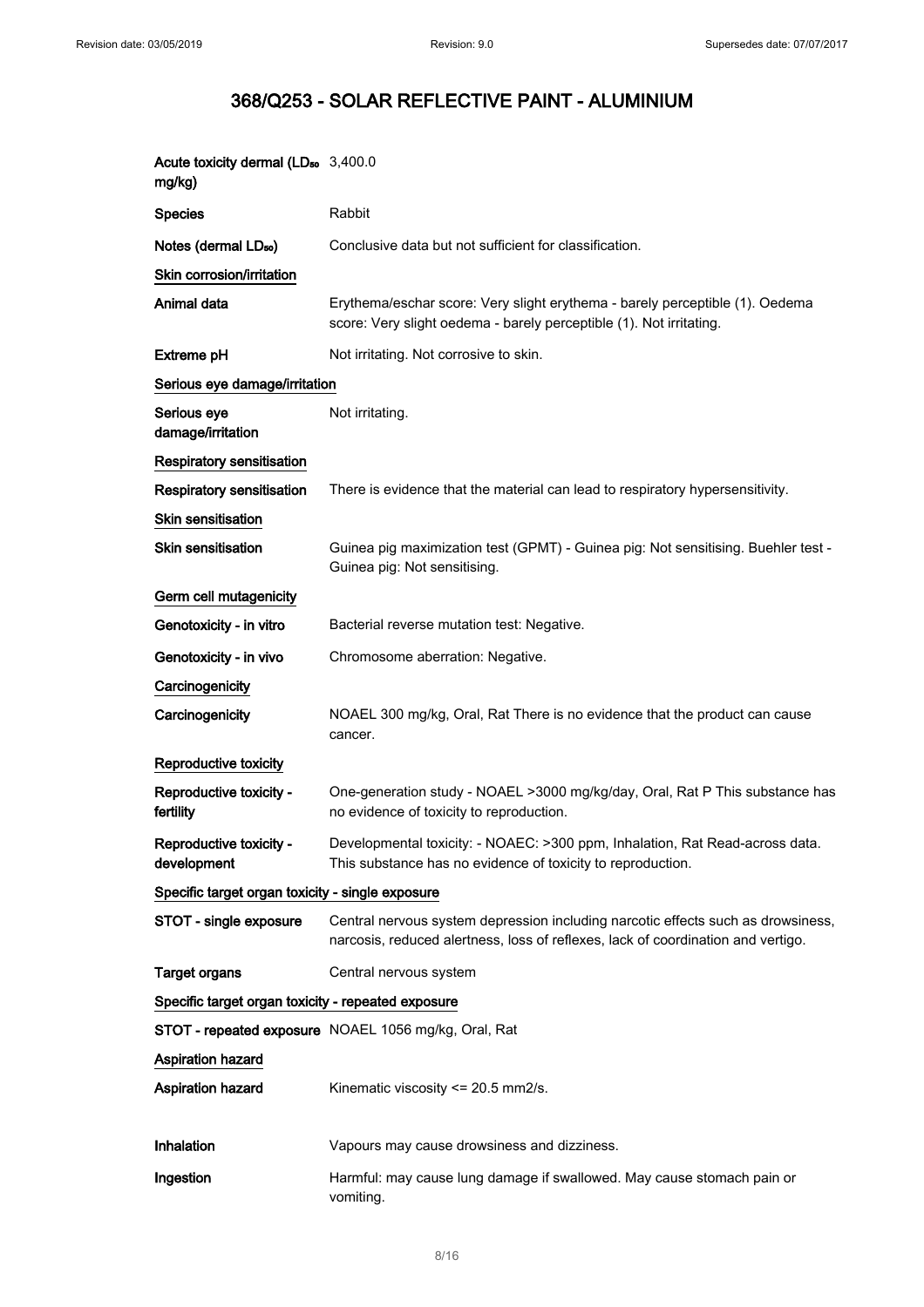# 368/Q253 - SOLAR REFLECTIVE PAINT - ALUMINIUM

| | |
|---|---|
| **Acute toxicity dermal ($LD_{50}$ mg/kg)** | 3,400.0 |
| **Species** | Rabbit |
| **Notes (dermal $LD_{50}$)** | Conclusive data but not sufficient for classification. |

**Skin corrosion/irritation**

| | |
|---|---|
| **Animal data** | Erythema/eschar score: Very slight erythema - barely perceptible (1). Oedema score: Very slight oedema - barely perceptible (1). Not irritating. |
| **Extreme pH** | Not irritating. Not corrosive to skin. |

**Serious eye damage/irritation**

| | |
|---|---|
| **Serious eye damage/irritation** | Not irritating. |

**Respiratory sensitisation**

| | |
|---|---|
| **Respiratory sensitisation** | There is evidence that the material can lead to respiratory hypersensitivity. |

**Skin sensitisation**

| | |
|---|---|
| **Skin sensitisation** | Guinea pig maximization test (GPMT) - Guinea pig: Not sensitising. Buehler test - Guinea pig: Not sensitising. |

**Germ cell mutagenicity**

| | |
|---|---|
| **Genotoxicity - in vitro** | Bacterial reverse mutation test: Negative. |
| **Genotoxicity - in vivo** | Chromosome aberration: Negative. |

**Carcinogenicity**

| | |
|---|---|
| **Carcinogenicity** | NOAEL 300 mg/kg, Oral, Rat There is no evidence that the product can cause cancer. |

**Reproductive toxicity**

| | |
|---|---|
| **Reproductive toxicity - fertility** | One-generation study - NOAEL >3000 mg/kg/day, Oral, Rat P This substance has no evidence of toxicity to reproduction. |
| **Reproductive toxicity - development** | Developmental toxicity: - NOAEC: >300 ppm, Inhalation, Rat Read-across data. This substance has no evidence of toxicity to reproduction. |

**Specific target organ toxicity - single exposure**

| | |
|---|---|
| **STOT - single exposure** | Central nervous system depression including narcotic effects such as drowsiness, narcosis, reduced alertness, loss of reflexes, lack of coordination and vertigo. |
| **Target organs** | Central nervous system |

**Specific target organ toxicity - repeated exposure**

| | |
|---|---|
| **STOT - repeated exposure** | NOAEL 1056 mg/kg, Oral, Rat |

**Aspiration hazard**

| | |
|---|---|
| **Aspiration hazard** | Kinematic viscosity <= 20.5 mm2/s. |
| **Inhalation** | Vapours may cause drowsiness and dizziness. |
| **Ingestion** | Harmful: may cause lung damage if swallowed. May cause stomach pain or vomiting. |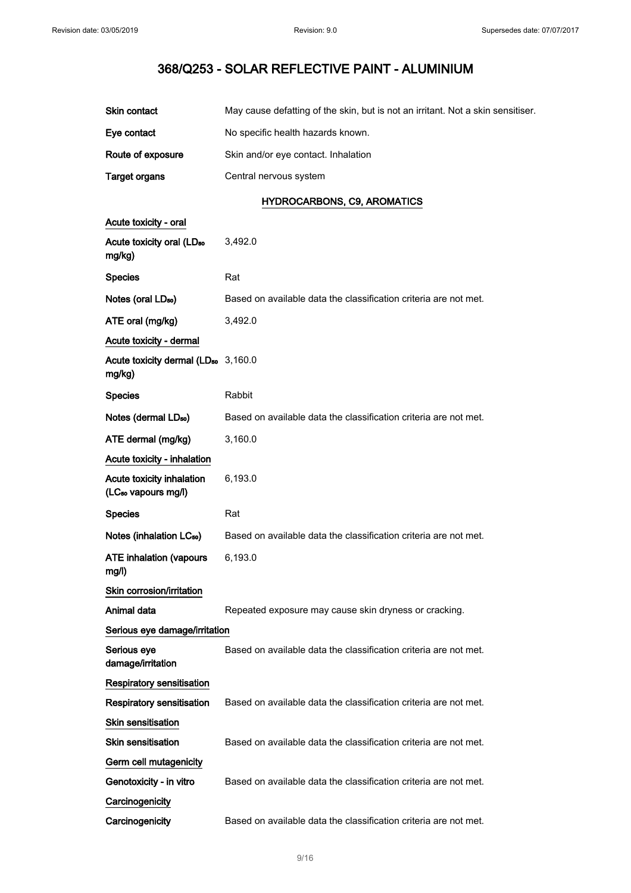| | |
|---|---|
| **Skin contact** | May cause defatting of the skin, but is not an irritant. Not a skin sensitiser. |
| **Eye contact** | No specific health hazards known. |
| **Route of exposure** | Skin and/or eye contact. Inhalation |
| **Target organs** | Central nervous system |

### HYDROCARBONS, C9, AROMATICS

| | |
|---|---|
| **Acute toxicity - oral** | |
| **Acute toxicity oral ($LD_{50}$ mg/kg)** | 3,492.0 |
| **Species** | Rat |
| **Notes (oral $LD_{50}$)** | Based on available data the classification criteria are not met. |
| **ATE oral (mg/kg)** | 3,492.0 |
| **Acute toxicity - dermal** | |
| **Acute toxicity dermal ($LD_{50}$ mg/kg)** | 3,160.0 |
| **Species** | Rabbit |
| **Notes (dermal $LD_{50}$)** | Based on available data the classification criteria are not met. |
| **ATE dermal (mg/kg)** | 3,160.0 |
| **Acute toxicity - inhalation** | |
| **Acute toxicity inhalation ($LC_{50}$ vapours mg/l)** | 6,193.0 |
| **Species** | Rat |
| **Notes (inhalation $LC_{50}$)** | Based on available data the classification criteria are not met. |
| **ATE inhalation (vapours mg/l)** | 6,193.0 |
| **Skin corrosion/irritation** | |
| **Animal data** | Repeated exposure may cause skin dryness or cracking. |
| **Serious eye damage/irritation** | |
| **Serious eye damage/irritation** | Based on available data the classification criteria are not met. |
| **Respiratory sensitisation** | |
| **Respiratory sensitisation** | Based on available data the classification criteria are not met. |
| **Skin sensitisation** | |
| **Skin sensitisation** | Based on available data the classification criteria are not met. |
| **Germ cell mutagenicity** | |
| **Genotoxicity - in vitro** | Based on available data the classification criteria are not met. |
| **Carcinogenicity** | |
| **Carcinogenicity** | Based on available data the classification criteria are not met. |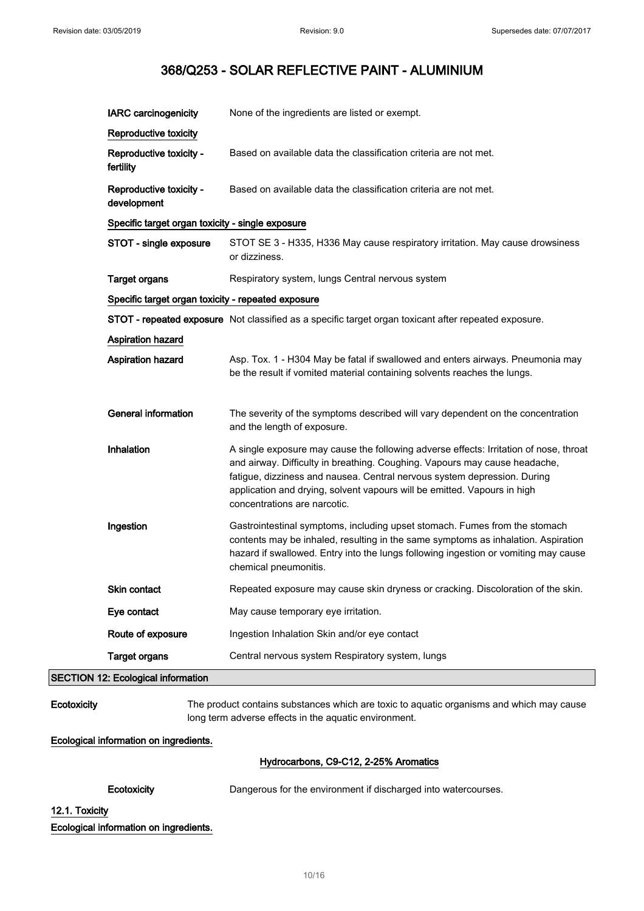| | |
|---|---|
| **IARC carcinogenicity** | None of the ingredients are listed or exempt. |

**Reproductive toxicity**

| | |
|---|---|
| **Reproductive toxicity - fertility** | Based on available data the classification criteria are not met. |
| **Reproductive toxicity - development** | Based on available data the classification criteria are not met. |

**Specific target organ toxicity - single exposure**

| | |
|---|---|
| **STOT - single exposure** | STOT SE 3 - H335, H336 May cause respiratory irritation. May cause drowsiness or dizziness. |
| **Target organs** | Respiratory system, lungs Central nervous system |

**Specific target organ toxicity - repeated exposure**

| | |
|---|---|
| **STOT - repeated exposure** | Not classified as a specific target organ toxicant after repeated exposure. |

**Aspiration hazard**

| | |
|---|---|
| **Aspiration hazard** | Asp. Tox. 1 - H304 May be fatal if swallowed and enters airways. Pneumonia may be the result if vomited material containing solvents reaches the lungs. |
| **General information** | The severity of the symptoms described will vary dependent on the concentration and the length of exposure. |
| **Inhalation** | A single exposure may cause the following adverse effects: Irritation of nose, throat and airway. Difficulty in breathing. Coughing. Vapours may cause headache, fatigue, dizziness and nausea. Central nervous system depression. During application and drying, solvent vapours will be emitted. Vapours in high concentrations are narcotic. |
| **Ingestion** | Gastrointestinal symptoms, including upset stomach. Fumes from the stomach contents may be inhaled, resulting in the same symptoms as inhalation. Aspiration hazard if swallowed. Entry into the lungs following ingestion or vomiting may cause chemical pneumonitis. |
| **Skin contact** | Repeated exposure may cause skin dryness or cracking. Discoloration of the skin. |
| **Eye contact** | May cause temporary eye irritation. |
| **Route of exposure** | Ingestion Inhalation Skin and/or eye contact |
| **Target organs** | Central nervous system Respiratory system, lungs |

## SECTION 12: Ecological information

| | |
|---|---|
| **Ecotoxicity** | The product contains substances which are toxic to aquatic organisms and which may cause long term adverse effects in the aquatic environment. |

**Ecological information on ingredients.**

**Hydrocarbons, C9-C12, 2-25% Aromatics**

| | |
|---|---|
| **Ecotoxicity** | Dangerous for the environment if discharged into watercourses. |

### 12.1. Toxicity

**Ecological information on ingredients.**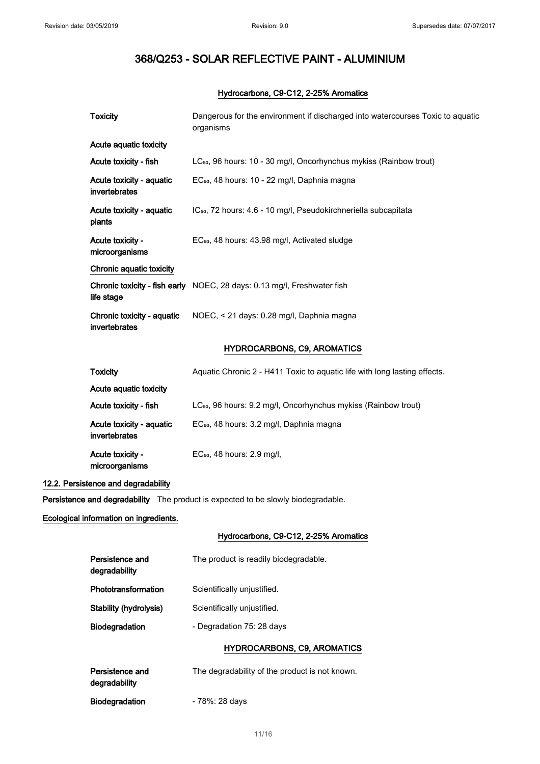# 368/Q253 - SOLAR REFLECTIVE PAINT - ALUMINIUM

### Hydrocarbons, C9-C12, 2-25% Aromatics

| | |
|---|---|
| **Toxicity** | Dangerous for the environment if discharged into watercourses Toxic to aquatic organisms |
| **Acute aquatic toxicity** | |
| **Acute toxicity - fish** | $LC_{50}$, 96 hours: 10 - 30 mg/l, Oncorhynchus mykiss (Rainbow trout) |
| **Acute toxicity - aquatic invertebrates** | $EC_{50}$, 48 hours: 10 - 22 mg/l, Daphnia magna |
| **Acute toxicity - aquatic plants** | $IC_{50}$, 72 hours: 4.6 - 10 mg/l, Pseudokirchneriella subcapitata |
| **Acute toxicity - microorganisms** | $EC_{50}$, 48 hours: 43.98 mg/l, Activated sludge |
| **Chronic aquatic toxicity** | |
| **Chronic toxicity - fish early life stage** | NOEC, 28 days: 0.13 mg/l, Freshwater fish |
| **Chronic toxicity - aquatic invertebrates** | NOEC, < 21 days: 0.28 mg/l, Daphnia magna |

### HYDROCARBONS, C9, AROMATICS

| | |
|---|---|
| **Toxicity** | Aquatic Chronic 2 - H411 Toxic to aquatic life with long lasting effects. |
| **Acute aquatic toxicity** | |
| **Acute toxicity - fish** | $LC_{50}$, 96 hours: 9.2 mg/l, Oncorhynchus mykiss (Rainbow trout) |
| **Acute toxicity - aquatic invertebrates** | $EC_{50}$, 48 hours: 3.2 mg/l, Daphnia magna |
| **Acute toxicity - microorganisms** | $EC_{50}$, 48 hours: 2.9 mg/l, |

## 12.2. Persistence and degradability

**Persistence and degradability** The product is expected to be slowly biodegradable.

**Ecological information on ingredients.**

### Hydrocarbons, C9-C12, 2-25% Aromatics

| | |
|---|---|
| **Persistence and degradability** | The product is readily biodegradable. |
| **Phototransformation** | Scientifically unjustified. |
| **Stability (hydrolysis)** | Scientifically unjustified. |
| **Biodegradation** | - Degradation 75: 28 days |

### HYDROCARBONS, C9, AROMATICS

| | |
|---|---|
| **Persistence and degradability** | The degradability of the product is not known. |
| **Biodegradation** | - 78%: 28 days |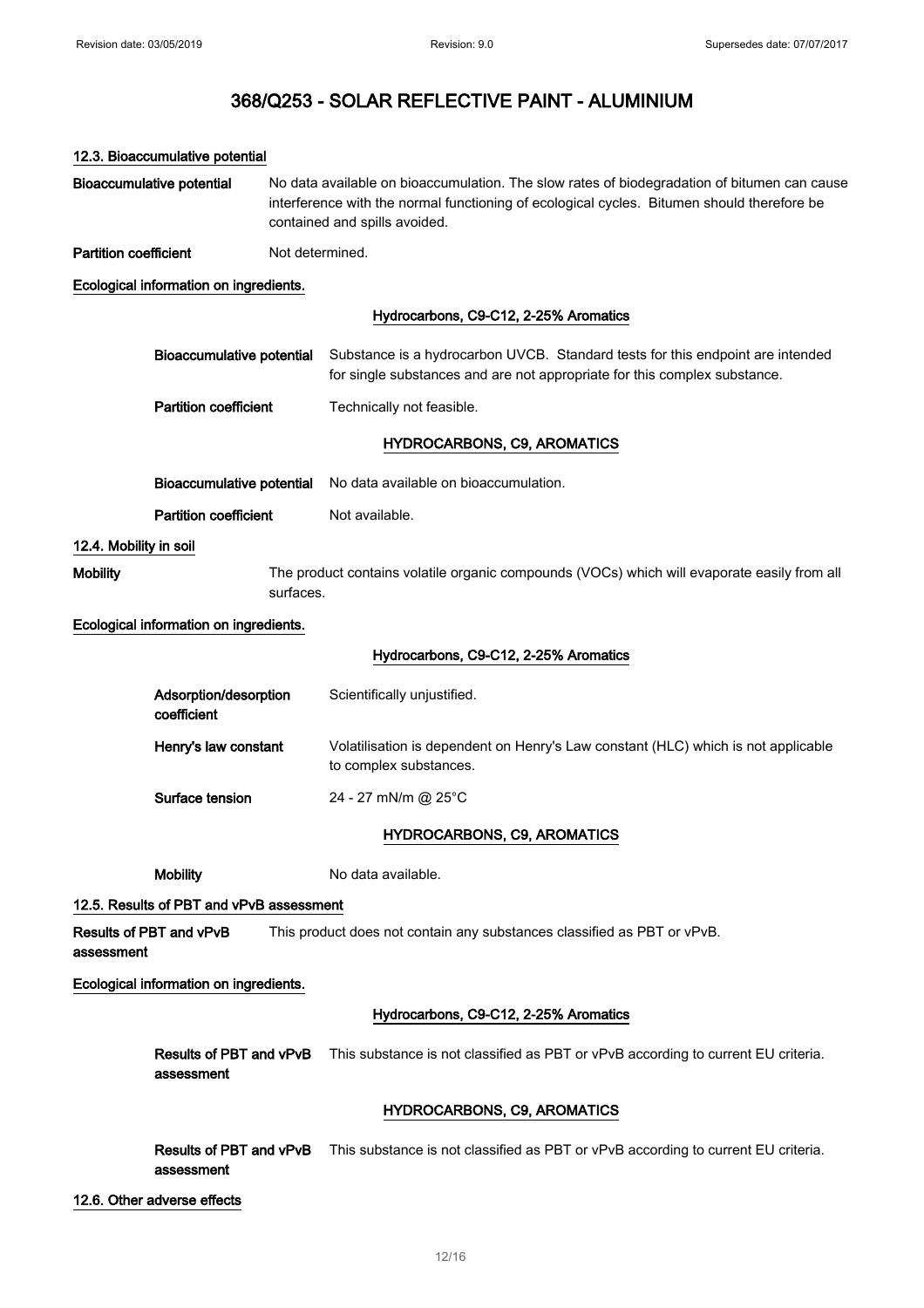### 12.3. Bioaccumulative potential

**Bioaccumulative potential** No data available on bioaccumulation. The slow rates of biodegradation of bitumen can cause interference with the normal functioning of ecological cycles. Bitumen should therefore be contained and spills avoided.

**Partition coefficient** Not determined.

**Ecological information on ingredients.**

**Hydrocarbons, C9-C12, 2-25% Aromatics**

**Bioaccumulative potential** Substance is a hydrocarbon UVCB. Standard tests for this endpoint are intended for single substances and are not appropriate for this complex substance.

**Partition coefficient** Technically not feasible.

**HYDROCARBONS, C9, AROMATICS**

**Bioaccumulative potential** No data available on bioaccumulation.

**Partition coefficient** Not available.

### 12.4. Mobility in soil

**Mobility** The product contains volatile organic compounds (VOCs) which will evaporate easily from all surfaces.

**Ecological information on ingredients.**

**Hydrocarbons, C9-C12, 2-25% Aromatics**

**Adsorption/desorption coefficient** Scientifically unjustified.

**Henry's law constant** Volatilisation is dependent on Henry's Law constant (HLC) which is not applicable to complex substances.

**Surface tension** 24 - 27 mN/m @ 25°C

**HYDROCARBONS, C9, AROMATICS**

**Mobility** No data available.

### 12.5. Results of PBT and vPvB assessment

**Results of PBT and vPvB assessment** This product does not contain any substances classified as PBT or vPvB.

**Ecological information on ingredients.**

**Hydrocarbons, C9-C12, 2-25% Aromatics**

**Results of PBT and vPvB assessment** This substance is not classified as PBT or vPvB according to current EU criteria.

**HYDROCARBONS, C9, AROMATICS**

**Results of PBT and vPvB assessment** This substance is not classified as PBT or vPvB according to current EU criteria.

### 12.6. Other adverse effects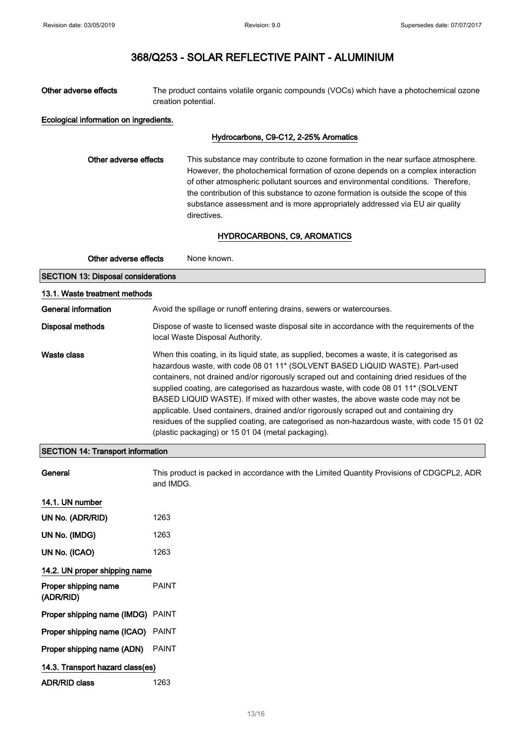# 368/Q253 - SOLAR REFLECTIVE PAINT - ALUMINIUM

**Other adverse effects** The product contains volatile organic compounds (VOCs) which have a photochemical ozone creation potential.

**Ecological information on ingredients.**

**Hydrocarbons, C9-C12, 2-25% Aromatics**

**Other adverse effects** This substance may contribute to ozone formation in the near surface atmosphere. However, the photochemical formation of ozone depends on a complex interaction of other atmospheric pollutant sources and environmental conditions. Therefore, the contribution of this substance to ozone formation is outside the scope of this substance assessment and is more appropriately addressed via EU air quality directives.

**HYDROCARBONS, C9, AROMATICS**

**Other adverse effects** None known.

## SECTION 13: Disposal considerations

### 13.1. Waste treatment methods

**General information** Avoid the spillage or runoff entering drains, sewers or watercourses.

**Disposal methods** Dispose of waste to licensed waste disposal site in accordance with the requirements of the local Waste Disposal Authority.

**Waste class** When this coating, in its liquid state, as supplied, becomes a waste, it is categorised as hazardous waste, with code 08 01 11* (SOLVENT BASED LIQUID WASTE). Part-used containers, not drained and/or rigorously scraped out and containing dried residues of the supplied coating, are categorised as hazardous waste, with code 08 01 11* (SOLVENT BASED LIQUID WASTE). If mixed with other wastes, the above waste code may not be applicable. Used containers, drained and/or rigorously scraped out and containing dry residues of the supplied coating, are categorised as non-hazardous waste, with code 15 01 02 (plastic packaging) or 15 01 04 (metal packaging).

## SECTION 14: Transport information

**General** This product is packed in accordance with the Limited Quantity Provisions of CDGCPL2, ADR and IMDG.

### 14.1. UN number

**UN No. (ADR/RID)** 1263

**UN No. (IMDG)** 1263

**UN No. (ICAO)** 1263

### 14.2. UN proper shipping name

**Proper shipping name (ADR/RID)** PAINT

**Proper shipping name (IMDG)** PAINT

**Proper shipping name (ICAO)** PAINT

**Proper shipping name (ADN)** PAINT

### 14.3. Transport hazard class(es)

**ADR/RID class** 1263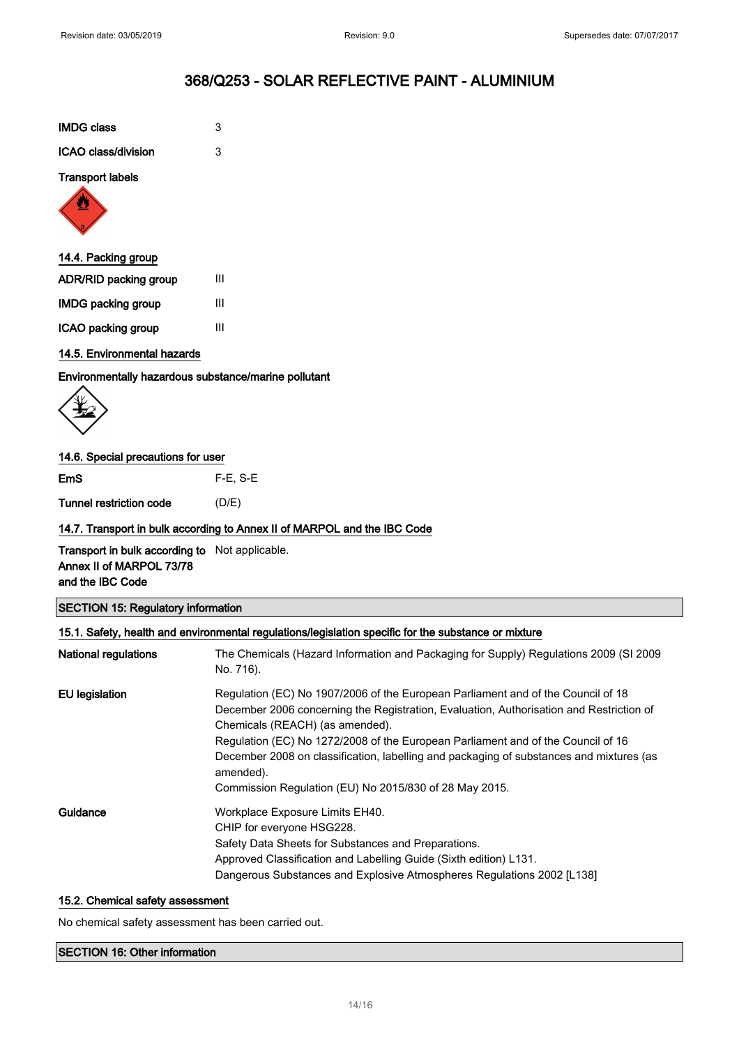# 368/Q253 - SOLAR REFLECTIVE PAINT - ALUMINIUM

| | |
|---|---|
| **IMDG class** | 3 |
| **ICAO class/division** | 3 |

**Transport labels**

### 14.4. Packing group

| | |
|---|---|
| **ADR/RID packing group** | III |
| **IMDG packing group** | III |
| **ICAO packing group** | III |

### 14.5. Environmental hazards

**Environmentally hazardous substance/marine pollutant**

### 14.6. Special precautions for user

| | |
|---|---|
| **EmS** | F-E, S-E |
| **Tunnel restriction code** | (D/E) |

### 14.7. Transport in bulk according to Annex II of MARPOL and the IBC Code

| | |
|---|---|
| **Transport in bulk according to Annex II of MARPOL 73/78 and the IBC Code** | Not applicable. |

## SECTION 15: Regulatory information

### 15.1. Safety, health and environmental regulations/legislation specific for the substance or mixture

**National regulations**

The Chemicals (Hazard Information and Packaging for Supply) Regulations 2009 (SI 2009 No. 716).

**EU legislation**

Regulation (EC) No 1907/2006 of the European Parliament and of the Council of 18 December 2006 concerning the Registration, Evaluation, Authorisation and Restriction of Chemicals (REACH) (as amended).
Regulation (EC) No 1272/2008 of the European Parliament and of the Council of 16 December 2008 on classification, labelling and packaging of substances and mixtures (as amended).
Commission Regulation (EU) No 2015/830 of 28 May 2015.

**Guidance**

Workplace Exposure Limits EH40.
CHIP for everyone HSG228.
Safety Data Sheets for Substances and Preparations.
Approved Classification and Labelling Guide (Sixth edition) L131.
Dangerous Substances and Explosive Atmospheres Regulations 2002 [L138]

### 15.2. Chemical safety assessment

No chemical safety assessment has been carried out.

## SECTION 16: Other information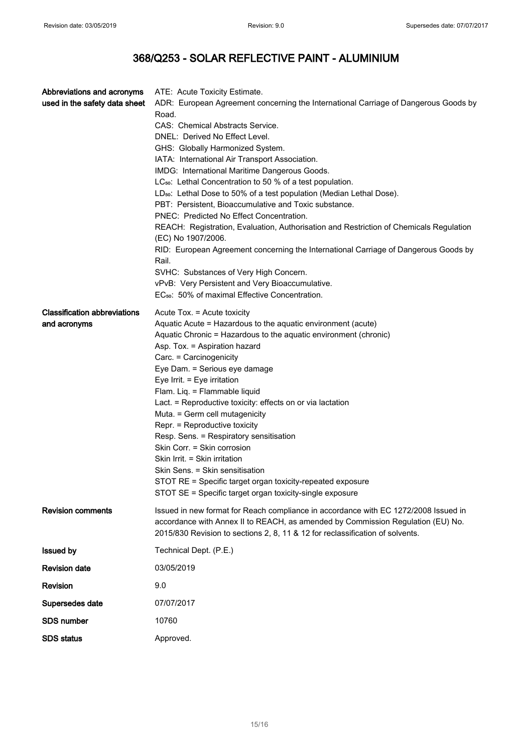# 368/Q253 - SOLAR REFLECTIVE PAINT - ALUMINIUM

| | |
|---|---|
| **Abbreviations and acronyms used in the safety data sheet** | ATE: Acute Toxicity Estimate.<br>ADR: European Agreement concerning the International Carriage of Dangerous Goods by Road.<br>CAS: Chemical Abstracts Service.<br>DNEL: Derived No Effect Level.<br>GHS: Globally Harmonized System.<br>IATA: International Air Transport Association.<br>IMDG: International Maritime Dangerous Goods.<br>$LC_{50}$: Lethal Concentration to 50 % of a test population.<br>$LD_{50}$: Lethal Dose to 50% of a test population (Median Lethal Dose).<br>PBT: Persistent, Bioaccumulative and Toxic substance.<br>PNEC: Predicted No Effect Concentration.<br>REACH: Registration, Evaluation, Authorisation and Restriction of Chemicals Regulation (EC) No 1907/2006.<br>RID: European Agreement concerning the International Carriage of Dangerous Goods by Rail.<br>SVHC: Substances of Very High Concern.<br>vPvB: Very Persistent and Very Bioaccumulative.<br>$EC_{50}$: 50% of maximal Effective Concentration. |
| **Classification abbreviations and acronyms** | Acute Tox. = Acute toxicity<br>Aquatic Acute = Hazardous to the aquatic environment (acute)<br>Aquatic Chronic = Hazardous to the aquatic environment (chronic)<br>Asp. Tox. = Aspiration hazard<br>Carc. = Carcinogenicity<br>Eye Dam. = Serious eye damage<br>Eye Irrit. = Eye irritation<br>Flam. Liq. = Flammable liquid<br>Lact. = Reproductive toxicity: effects on or via lactation<br>Muta. = Germ cell mutagenicity<br>Repr. = Reproductive toxicity<br>Resp. Sens. = Respiratory sensitisation<br>Skin Corr. = Skin corrosion<br>Skin Irrit. = Skin irritation<br>Skin Sens. = Skin sensitisation<br>STOT RE = Specific target organ toxicity-repeated exposure<br>STOT SE = Specific target organ toxicity-single exposure |
| **Revision comments** | Issued in new format for Reach compliance in accordance with EC 1272/2008 Issued in accordance with Annex II to REACH, as amended by Commission Regulation (EU) No. 2015/830 Revision to sections 2, 8, 11 & 12 for reclassification of solvents. |
| **Issued by** | Technical Dept. (P.E.) |
| **Revision date** | 03/05/2019 |
| **Revision** | 9.0 |
| **Supersedes date** | 07/07/2017 |
| **SDS number** | 10760 |
| **SDS status** | Approved. |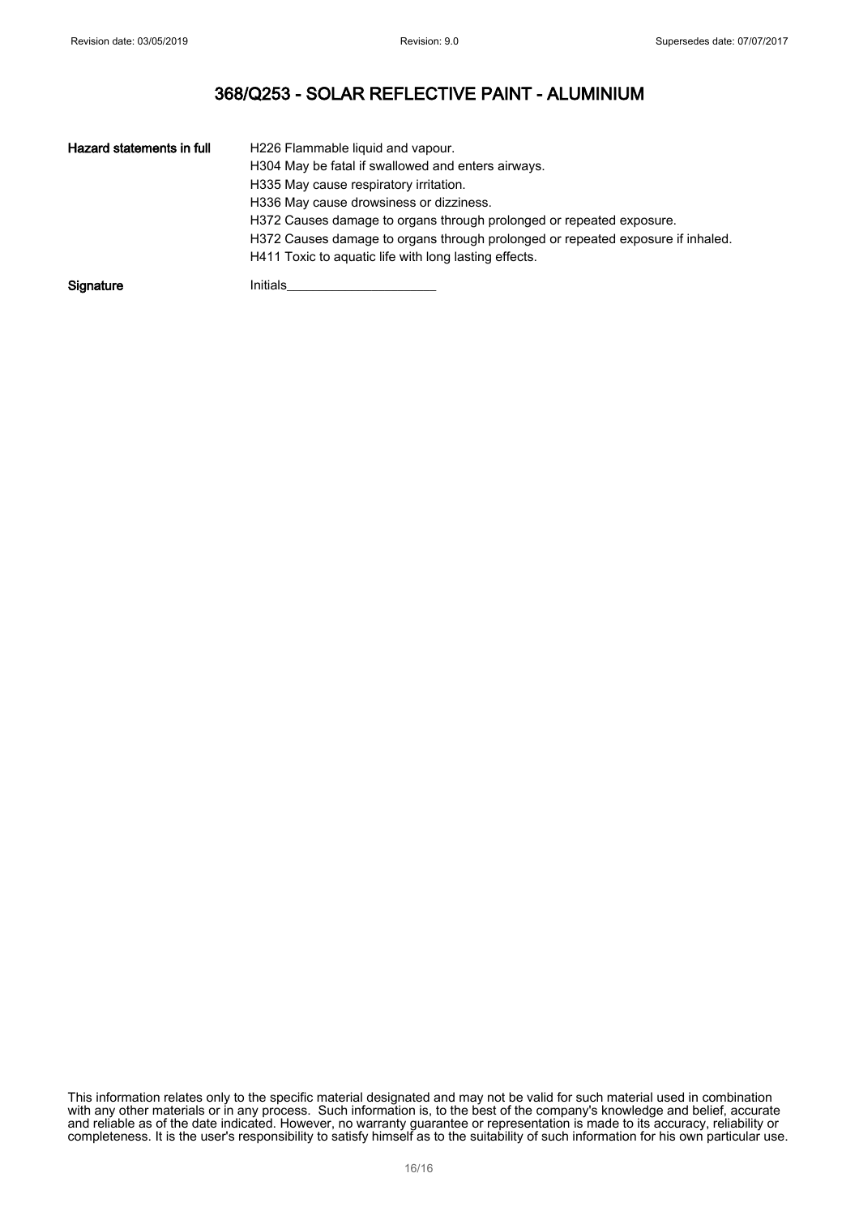# 368/Q253 - SOLAR REFLECTIVE PAINT - ALUMINIUM

**Hazard statements in full**

H226 Flammable liquid and vapour.
H304 May be fatal if swallowed and enters airways.
H335 May cause respiratory irritation.
H336 May cause drowsiness or dizziness.
H372 Causes damage to organs through prolonged or repeated exposure.
H372 Causes damage to organs through prolonged or repeated exposure if inhaled.
H411 Toxic to aquatic life with long lasting effects.

**Signature**

Initials_____________________

This information relates only to the specific material designated and may not be valid for such material used in combination with any other materials or in any process. Such information is, to the best of the company's knowledge and belief, accurate and reliable as of the date indicated. However, no warranty guarantee or representation is made to its accuracy, reliability or completeness. It is the user's responsibility to satisfy himself as to the suitability of such information for his own particular use.